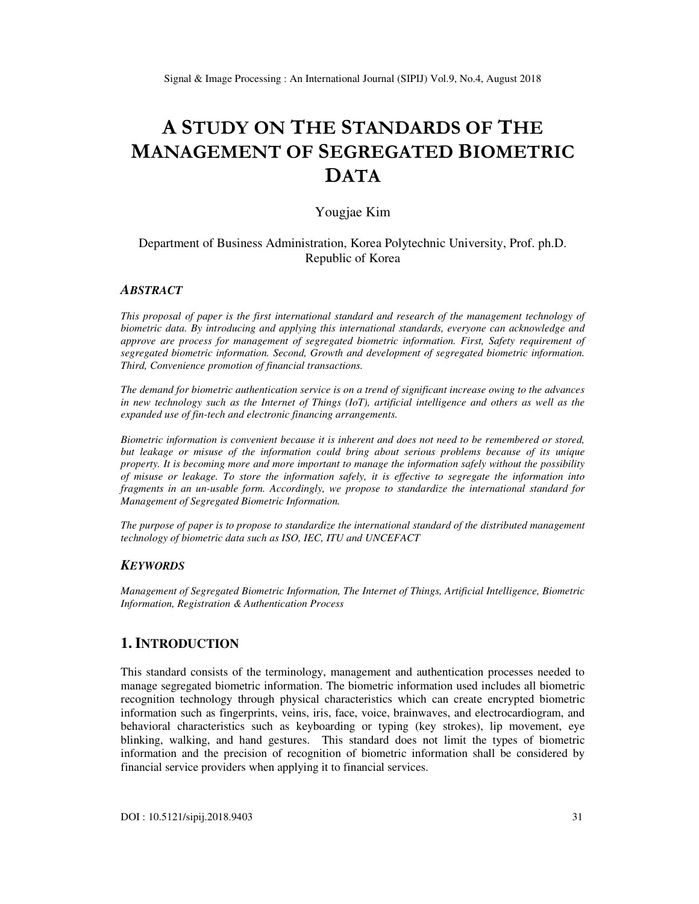# A Study on The Standards of The Management of Segregated Biometric Data

Yougjae Kim

Department of Business Administration, Korea Polytechnic University, Prof. ph.D.
Republic of Korea

### *Abstract*

*This proposal of paper is the first international standard and research of the management technology of biometric data. By introducing and applying this international standards, everyone can acknowledge and approve are process for management of segregated biometric information. First, Safety requirement of segregated biometric information. Second, Growth and development of segregated biometric information. Third, Convenience promotion of financial transactions.*

*The demand for biometric authentication service is on a trend of significant increase owing to the advances in new technology such as the Internet of Things (IoT), artificial intelligence and others as well as the expanded use of fin-tech and electronic financing arrangements.*

*Biometric information is convenient because it is inherent and does not need to be remembered or stored, but leakage or misuse of the information could bring about serious problems because of its unique property. It is becoming more and more important to manage the information safely without the possibility of misuse or leakage. To store the information safely, it is effective to segregate the information into fragments in an un-usable form. Accordingly, we propose to standardize the international standard for Management of Segregated Biometric Information.*

*The purpose of paper is to propose to standardize the international standard of the distributed management technology of biometric data such as ISO, IEC, ITU and UNCEFACT*

### *Keywords*

*Management of Segregated Biometric Information, The Internet of Things, Artificial Intelligence, Biometric Information, Registration & Authentication Process*

## 1. Introduction

This standard consists of the terminology, management and authentication processes needed to manage segregated biometric information. The biometric information used includes all biometric recognition technology through physical characteristics which can create encrypted biometric information such as fingerprints, veins, iris, face, voice, brainwaves, and electrocardiogram, and behavioral characteristics such as keyboarding or typing (key strokes), lip movement, eye blinking, walking, and hand gestures. This standard does not limit the types of biometric information and the precision of recognition of biometric information shall be considered by financial service providers when applying it to financial services.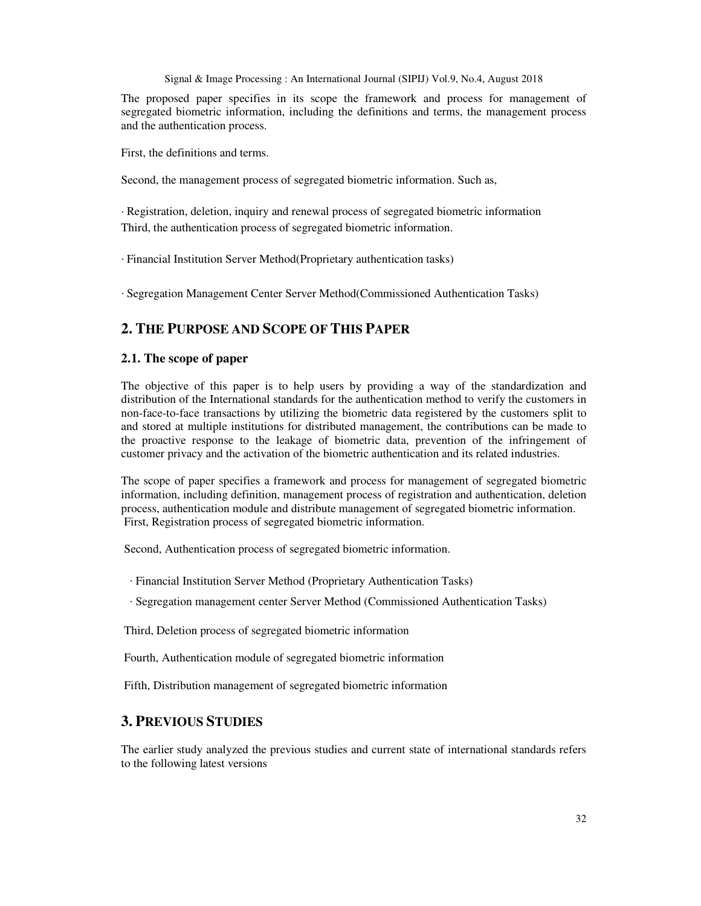The proposed paper specifies in its scope the framework and process for management of segregated biometric information, including the definitions and terms, the management process and the authentication process.

First, the definitions and terms.

Second, the management process of segregated biometric information. Such as,

· Registration, deletion, inquiry and renewal process of segregated biometric information

Third, the authentication process of segregated biometric information.

· Financial Institution Server Method(Proprietary authentication tasks)

· Segregation Management Center Server Method(Commissioned Authentication Tasks)

## 2. THE PURPOSE AND SCOPE OF THIS PAPER

### 2.1. The scope of paper

The objective of this paper is to help users by providing a way of the standardization and distribution of the International standards for the authentication method to verify the customers in non-face-to-face transactions by utilizing the biometric data registered by the customers split to and stored at multiple institutions for distributed management, the contributions can be made to the proactive response to the leakage of biometric data, prevention of the infringement of customer privacy and the activation of the biometric authentication and its related industries.

The scope of paper specifies a framework and process for management of segregated biometric information, including definition, management process of registration and authentication, deletion process, authentication module and distribute management of segregated biometric information.

First, Registration process of segregated biometric information.

Second, Authentication process of segregated biometric information.

· Financial Institution Server Method (Proprietary Authentication Tasks)

· Segregation management center Server Method (Commissioned Authentication Tasks)

Third, Deletion process of segregated biometric information

Fourth, Authentication module of segregated biometric information

Fifth, Distribution management of segregated biometric information

## 3. PREVIOUS STUDIES

The earlier study analyzed the previous studies and current state of international standards refers to the following latest versions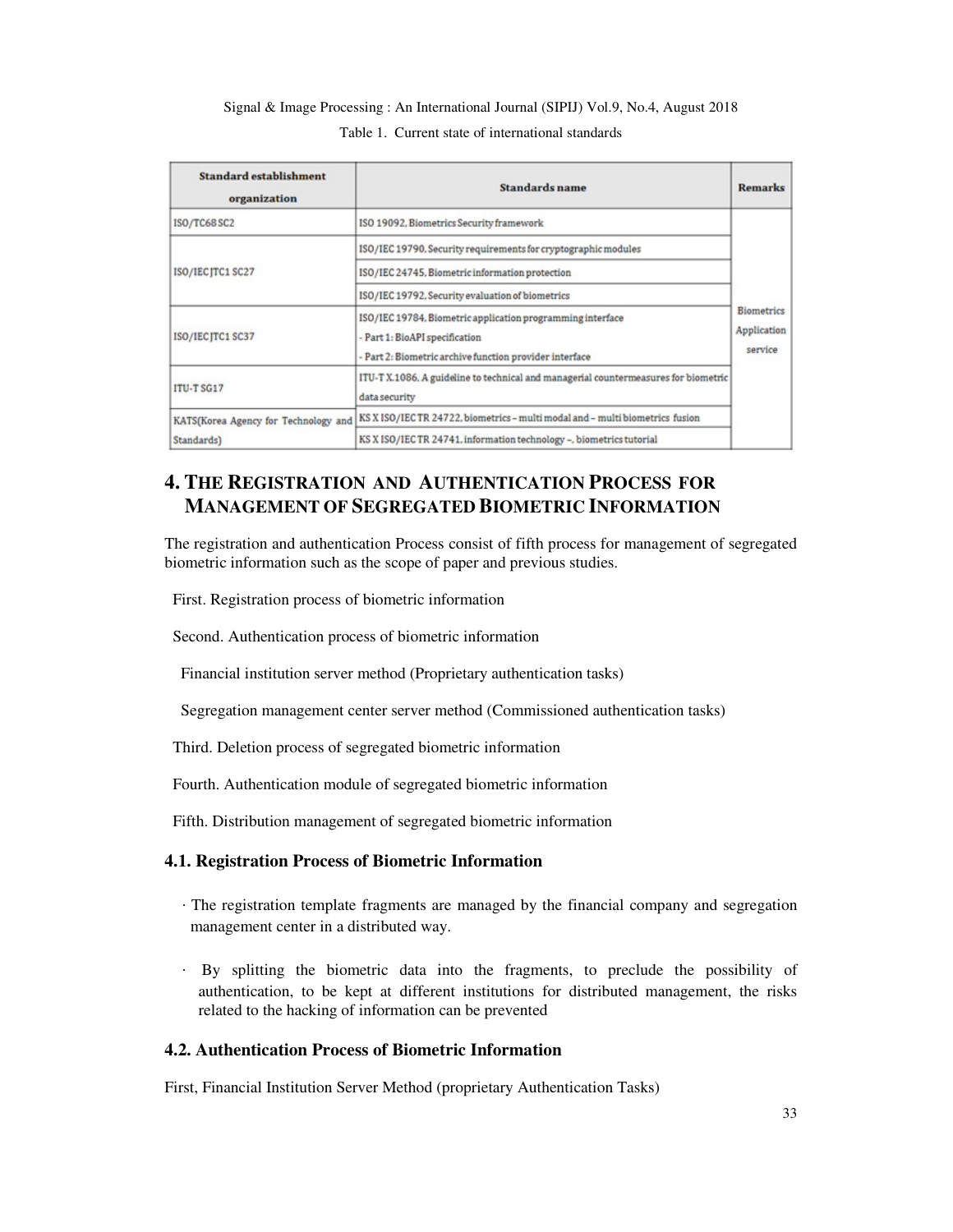Table 1. Current state of international standards

| Standard establishment organization | Standards name | Remarks |
| --- | --- | --- |
| ISO/TC68 SC2 | ISO 19092, Biometrics Security framework | Biometrics Application service |
| ISO/IEC JTC1 SC27 | ISO/IEC 19790, Security requirements for cryptographic modules | |
| | ISO/IEC 24745, Biometric information protection | |
| | ISO/IEC 19792, Security evaluation of biometrics | |
| ISO/IEC JTC1 SC37 | ISO/IEC 19784, Biometric application programming interface<br>- Part 1: BioAPI specification<br>- Part 2: Biometric archive function provider interface | |
| ITU-T SG17 | ITU-T X.1086, A guideline to technical and managerial countermeasures for biometric data security | |
| KATS(Korea Agency for Technology and Standards) | KS X ISO/IEC TR 24722, biometrics – multi modal and – multi biometrics fusion | |
| | KS X ISO/IEC TR 24741, information technology –, biometrics tutorial | |

# 4. THE REGISTRATION AND AUTHENTICATION PROCESS FOR MANAGEMENT OF SEGREGATED BIOMETRIC INFORMATION

The registration and authentication Process consist of fifth process for management of segregated biometric information such as the scope of paper and previous studies.

First. Registration process of biometric information

Second. Authentication process of biometric information

Financial institution server method (Proprietary authentication tasks)

Segregation management center server method (Commissioned authentication tasks)

Third. Deletion process of segregated biometric information

Fourth. Authentication module of segregated biometric information

Fifth. Distribution management of segregated biometric information

## 4.1. Registration Process of Biometric Information

· The registration template fragments are managed by the financial company and segregation management center in a distributed way.

· By splitting the biometric data into the fragments, to preclude the possibility of authentication, to be kept at different institutions for distributed management, the risks related to the hacking of information can be prevented

## 4.2. Authentication Process of Biometric Information

First, Financial Institution Server Method (proprietary Authentication Tasks)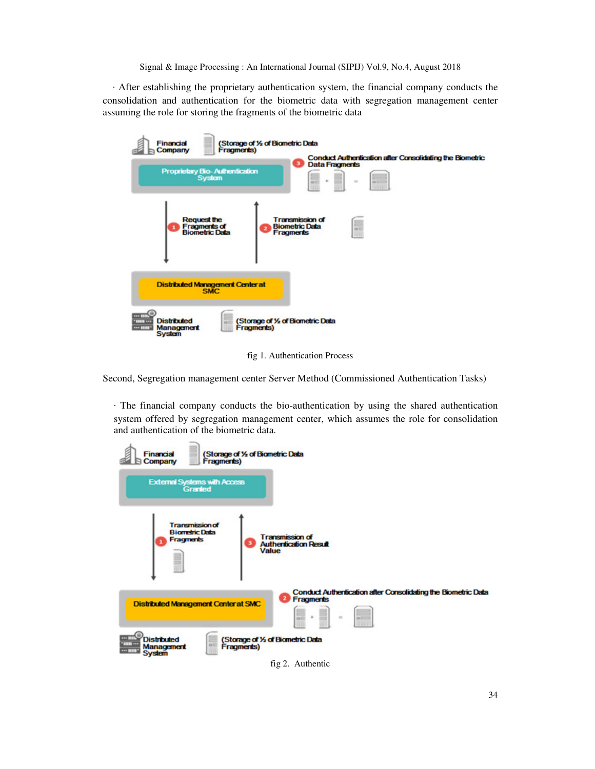· After establishing the proprietary authentication system, the financial company conducts the consolidation and authentication for the biometric data with segregation management center assuming the role for storing the fragments of the biometric data

Financial Company

(Storage of ½ of Biometric Data Fragments)

Proprietary Bio- Authentication System

3 Conduct Authentication after Consolidating the Biometric Data Fragments

1 Request the Fragments of Biometric Data

2 Transmission of Biometric Data Fragments

Distributed Management Center at SMC

Distributed Management System

(Storage of ½ of Biometric Data Fragments)

fig 1. Authentication Process

Second, Segregation management center Server Method (Commissioned Authentication Tasks)

· The financial company conducts the bio-authentication by using the shared authentication system offered by segregation management center, which assumes the role for consolidation and authentication of the biometric data.

Financial Company

(Storage of ½ of Biometric Data Fragments)

External Systems with Access Granted

1 Transmission of Biometric Data Fragments

3 Transmission of Authentication Result Value

2 Conduct Authentication after Consolidating the Biometric Data Fragments

Distributed Management Center at SMC

Distributed Management System

(Storage of ½ of Biometric Data Fragments)

fig 2. Authentic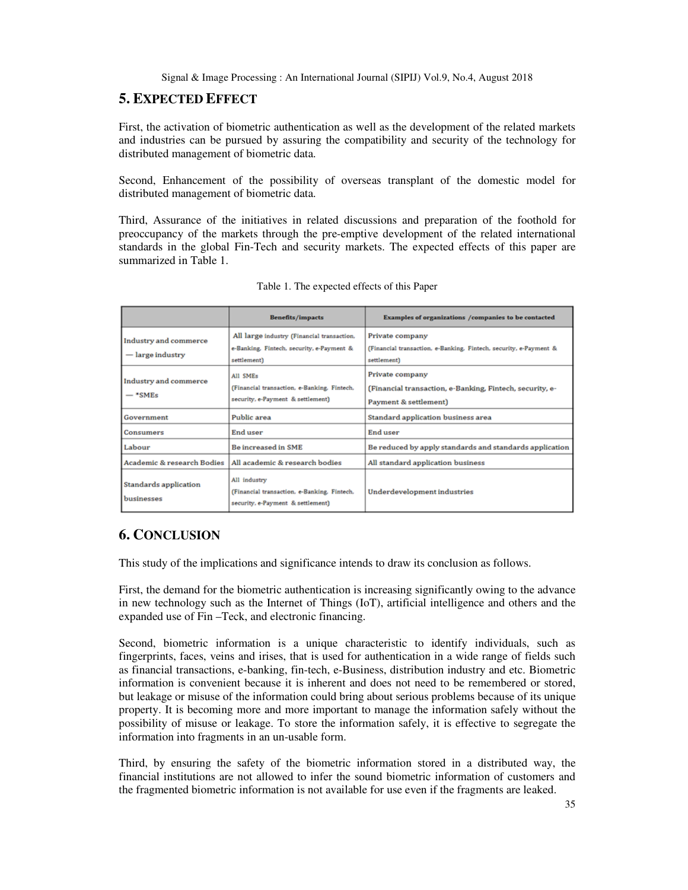## 5. EXPECTED EFFECT

First, the activation of biometric authentication as well as the development of the related markets and industries can be pursued by assuring the compatibility and security of the technology for distributed management of biometric data.

Second, Enhancement of the possibility of overseas transplant of the domestic model for distributed management of biometric data.

Third, Assurance of the initiatives in related discussions and preparation of the foothold for preoccupancy of the markets through the pre-emptive development of the related international standards in the global Fin-Tech and security markets. The expected effects of this paper are summarized in Table 1.

Table 1. The expected effects of this Paper

| | Benefits/impacts | Examples of organizations /companies to be contacted |
|---|---|---|
| Industry and commerce — large industry | All large industry (Financial transaction, e-Banking, Fintech, security, e-Payment & settlement) | Private company (Financial transaction, e-Banking, Fintech, security, e-Payment & settlement) |
| Industry and commerce — *SMEs | All SMEs (Financial transaction, e-Banking, Fintech, security, e-Payment & settlement) | Private company (Financial transaction, e-Banking, Fintech, security, e-Payment & settlement) |
| Government | Public area | Standard application business area |
| Consumers | End user | End user |
| Labour | Be increased in SME | Be reduced by apply standards and standards application |
| Academic & research Bodies | All academic & research bodies | All standard application business |
| Standards application businesses | All industry (Financial transaction, e-Banking, Fintech, security, e-Payment & settlement) | Underdevelopment industries |

## 6. CONCLUSION

This study of the implications and significance intends to draw its conclusion as follows.

First, the demand for the biometric authentication is increasing significantly owing to the advance in new technology such as the Internet of Things (IoT), artificial intelligence and others and the expanded use of Fin –Teck, and electronic financing.

Second, biometric information is a unique characteristic to identify individuals, such as fingerprints, faces, veins and irises, that is used for authentication in a wide range of fields such as financial transactions, e-banking, fin-tech, e-Business, distribution industry and etc. Biometric information is convenient because it is inherent and does not need to be remembered or stored, but leakage or misuse of the information could bring about serious problems because of its unique property. It is becoming more and more important to manage the information safely without the possibility of misuse or leakage. To store the information safely, it is effective to segregate the information into fragments in an un-usable form.

Third, by ensuring the safety of the biometric information stored in a distributed way, the financial institutions are not allowed to infer the sound biometric information of customers and the fragmented biometric information is not available for use even if the fragments are leaked.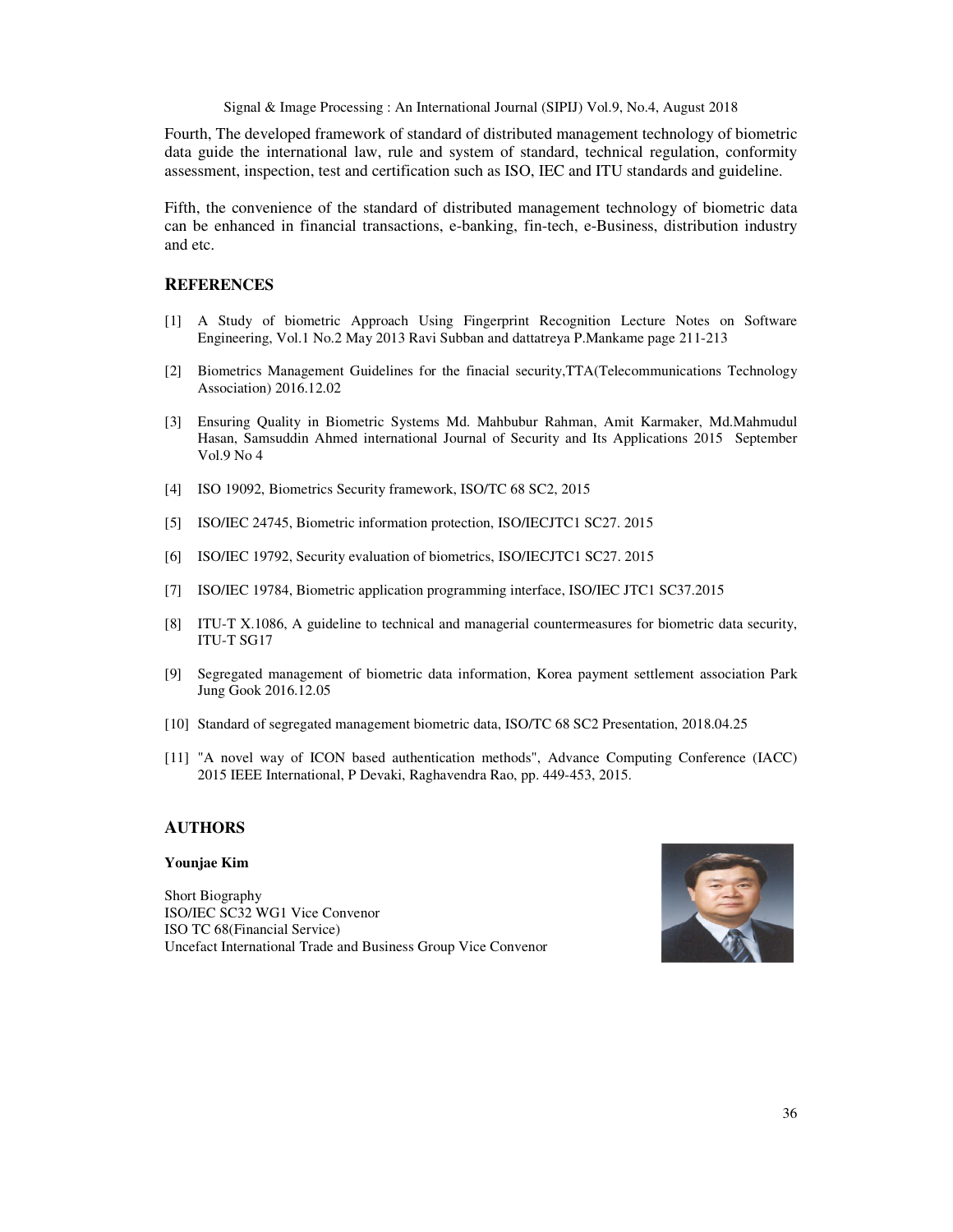Fourth, The developed framework of standard of distributed management technology of biometric data guide the international law, rule and system of standard, technical regulation, conformity assessment, inspection, test and certification such as ISO, IEC and ITU standards and guideline.

Fifth, the convenience of the standard of distributed management technology of biometric data can be enhanced in financial transactions, e-banking, fin-tech, e-Business, distribution industry and etc.

## REFERENCES

[1] A Study of biometric Approach Using Fingerprint Recognition Lecture Notes on Software Engineering, Vol.1 No.2 May 2013 Ravi Subban and dattatreya P.Mankame page 211-213

[2] Biometrics Management Guidelines for the finacial security,TTA(Telecommunications Technology Association) 2016.12.02

[3] Ensuring Quality in Biometric Systems Md. Mahbubur Rahman, Amit Karmaker, Md.Mahmudul Hasan, Samsuddin Ahmed international Journal of Security and Its Applications 2015 September Vol.9 No 4

[4] ISO 19092, Biometrics Security framework, ISO/TC 68 SC2, 2015

[5] ISO/IEC 24745, Biometric information protection, ISO/IECJTC1 SC27. 2015

[6] ISO/IEC 19792, Security evaluation of biometrics, ISO/IECJTC1 SC27. 2015

[7] ISO/IEC 19784, Biometric application programming interface, ISO/IEC JTC1 SC37.2015

[8] ITU-T X.1086, A guideline to technical and managerial countermeasures for biometric data security, ITU-T SG17

[9] Segregated management of biometric data information, Korea payment settlement association Park Jung Gook 2016.12.05

[10] Standard of segregated management biometric data, ISO/TC 68 SC2 Presentation, 2018.04.25

[11] "A novel way of ICON based authentication methods", Advance Computing Conference (IACC) 2015 IEEE International, P Devaki, Raghavendra Rao, pp. 449-453, 2015.

## AUTHORS

**Younjae Kim**

Short Biography
ISO/IEC SC32 WG1 Vice Convenor
ISO TC 68(Financial Service)
Uncefact International Trade and Business Group Vice Convenor